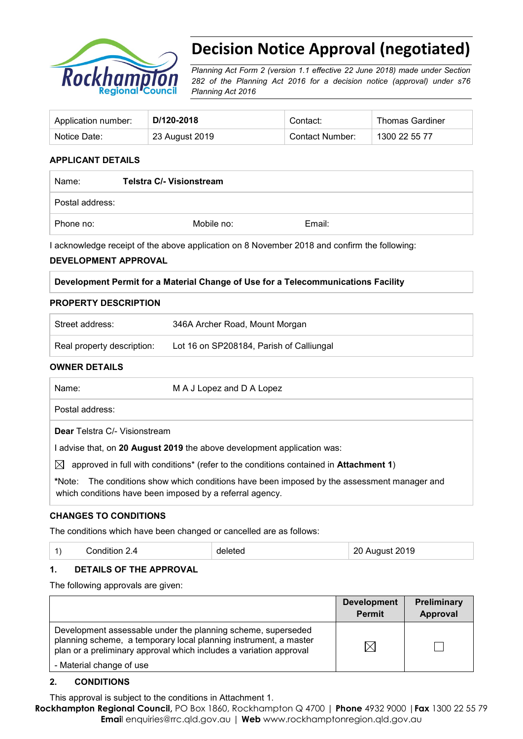# Decision Notice Approval (negotiated)

*Planning Act Form 2 (version 1.1 effective 22 June 2018) made under Section 282 of the Planning Act 2016 for a decision notice (approval) under s76 Planning Act 2016*

| Application number: | **D/120-2018** | Contact: | Thomas Gardiner |
|---|---|---|---|
| Notice Date: | 23 August 2019 | Contact Number: | 1300 22 55 77 |

## APPLICANT DETAILS

| Name: | **Telstra C/- Visionstream** | |
|---|---|---|
| Postal address: | | |
| Phone no: | Mobile no: | Email: |

I acknowledge receipt of the above application on 8 November 2018 and confirm the following:

## DEVELOPMENT APPROVAL

**Development Permit for a Material Change of Use for a Telecommunications Facility**

## PROPERTY DESCRIPTION

| Street address: | 346A Archer Road, Mount Morgan |
|---|---|
| Real property description: | Lot 16 on SP208184, Parish of Calliungal |

## OWNER DETAILS

| Name: | M A J Lopez and D A Lopez |
|---|---|
| Postal address: | |

**Dear** Telstra C/- Visionstream

I advise that, on **20 August 2019** the above development application was:

☒ approved in full with conditions* (refer to the conditions contained in **Attachment 1**)

*Note: The conditions show which conditions have been imposed by the assessment manager and which conditions have been imposed by a referral agency.

## CHANGES TO CONDITIONS

The conditions which have been changed or cancelled are as follows:

| 1) Condition 2.4 | deleted | 20 August 2019 |
|---|---|---|

## 1. DETAILS OF THE APPROVAL

The following approvals are given:

| | Development Permit | Preliminary Approval |
|---|---|---|
| Development assessable under the planning scheme, superseded planning scheme, a temporary local planning instrument, a master plan or a preliminary approval which includes a variation approval<br>- Material change of use | ☒ | ☐ |

## 2. CONDITIONS

This approval is subject to the conditions in Attachment 1.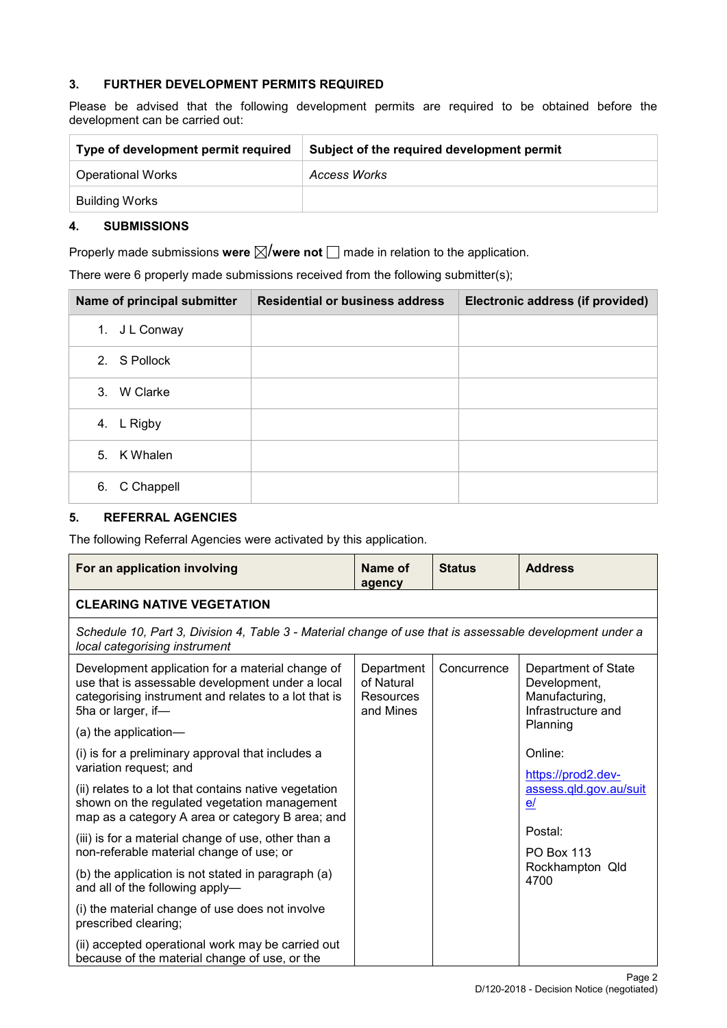## 3. FURTHER DEVELOPMENT PERMITS REQUIRED

Please be advised that the following development permits are required to be obtained before the development can be carried out:

| Type of development permit required | Subject of the required development permit |
|---|---|
| Operational Works | *Access Works* |
| Building Works | |

## 4. SUBMISSIONS

Properly made submissions **were** ☒/**were not** ☐ made in relation to the application.

There were 6 properly made submissions received from the following submitter(s);

| Name of principal submitter | Residential or business address | Electronic address (if provided) |
|---|---|---|
| 1. J L Conway | | |
| 2. S Pollock | | |
| 3. W Clarke | | |
| 4. L Rigby | | |
| 5. K Whalen | | |
| 6. C Chappell | | |

## 5. REFERRAL AGENCIES

The following Referral Agencies were activated by this application.

| For an application involving | Name of agency | Status | Address |
|---|---|---|---|
| **CLEARING NATIVE VEGETATION** | | | |
| *Schedule 10, Part 3, Division 4, Table 3 - Material change of use that is assessable development under a local categorising instrument* | | | |
| Development application for a material change of use that is assessable development under a local categorising instrument and relates to a lot that is 5ha or larger, if—<br><br>(a) the application—<br><br>(i) is for a preliminary approval that includes a variation request; and<br><br>(ii) relates to a lot that contains native vegetation shown on the regulated vegetation management map as a category A area or category B area; and<br><br>(iii) is for a material change of use, other than a non-referable material change of use; or<br><br>(b) the application is not stated in paragraph (a) and all of the following apply—<br><br>(i) the material change of use does not involve prescribed clearing;<br><br>(ii) accepted operational work may be carried out because of the material change of use, or the | Department of Natural Resources and Mines | Concurrence | Department of State Development, Manufacturing, Infrastructure and Planning<br><br>Online:<br><br>https://prod2.dev-assess.qld.gov.au/suite/<br><br>Postal:<br><br>PO Box 113<br>Rockhampton Qld 4700 |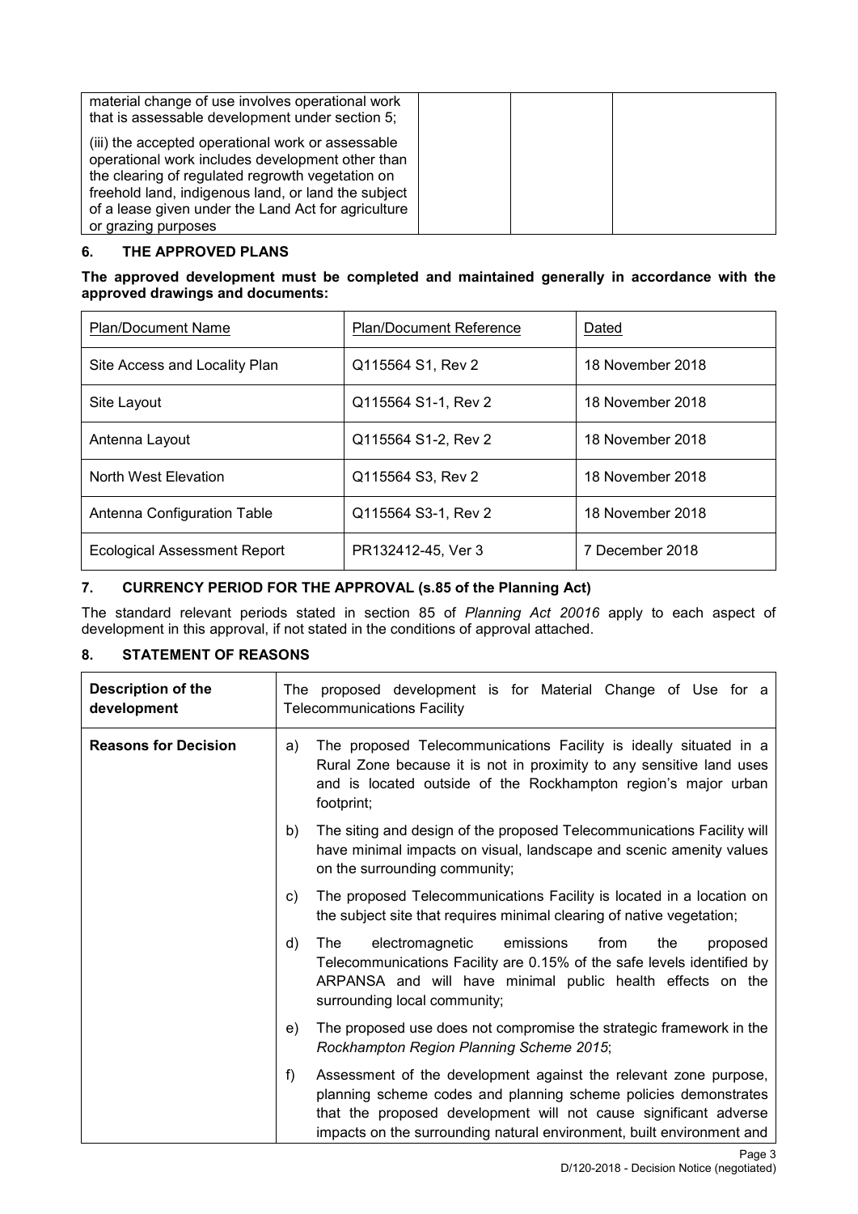| material change of use involves operational work that is assessable development under section 5;<br><br>(iii) the accepted operational work or assessable operational work includes development other than the clearing of regulated regrowth vegetation on freehold land, indigenous land, or land the subject of a lease given under the Land Act for agriculture or grazing purposes | | | |
|---|---|---|---|

## 6. THE APPROVED PLANS

**The approved development must be completed and maintained generally in accordance with the approved drawings and documents:**

| Plan/Document Name | Plan/Document Reference | Dated |
|---|---|---|
| Site Access and Locality Plan | Q115564 S1, Rev 2 | 18 November 2018 |
| Site Layout | Q115564 S1-1, Rev 2 | 18 November 2018 |
| Antenna Layout | Q115564 S1-2, Rev 2 | 18 November 2018 |
| North West Elevation | Q115564 S3, Rev 2 | 18 November 2018 |
| Antenna Configuration Table | Q115564 S3-1, Rev 2 | 18 November 2018 |
| Ecological Assessment Report | PR132412-45, Ver 3 | 7 December 2018 |

## 7. CURRENCY PERIOD FOR THE APPROVAL (s.85 of the Planning Act)

The standard relevant periods stated in section 85 of *Planning Act 20016* apply to each aspect of development in this approval, if not stated in the conditions of approval attached.

## 8. STATEMENT OF REASONS

| **Description of the development** | The proposed development is for Material Change of Use for a Telecommunications Facility |
|---|---|
| **Reasons for Decision** | a) The proposed Telecommunications Facility is ideally situated in a Rural Zone because it is not in proximity to any sensitive land uses and is located outside of the Rockhampton region's major urban footprint;<br><br>b) The siting and design of the proposed Telecommunications Facility will have minimal impacts on visual, landscape and scenic amenity values on the surrounding community;<br><br>c) The proposed Telecommunications Facility is located in a location on the subject site that requires minimal clearing of native vegetation;<br><br>d) The electromagnetic emissions from the proposed Telecommunications Facility are 0.15% of the safe levels identified by ARPANSA and will have minimal public health effects on the surrounding local community;<br><br>e) The proposed use does not compromise the strategic framework in the *Rockhampton Region Planning Scheme 2015*;<br><br>f) Assessment of the development against the relevant zone purpose, planning scheme codes and planning scheme policies demonstrates that the proposed development will not cause significant adverse impacts on the surrounding natural environment, built environment and |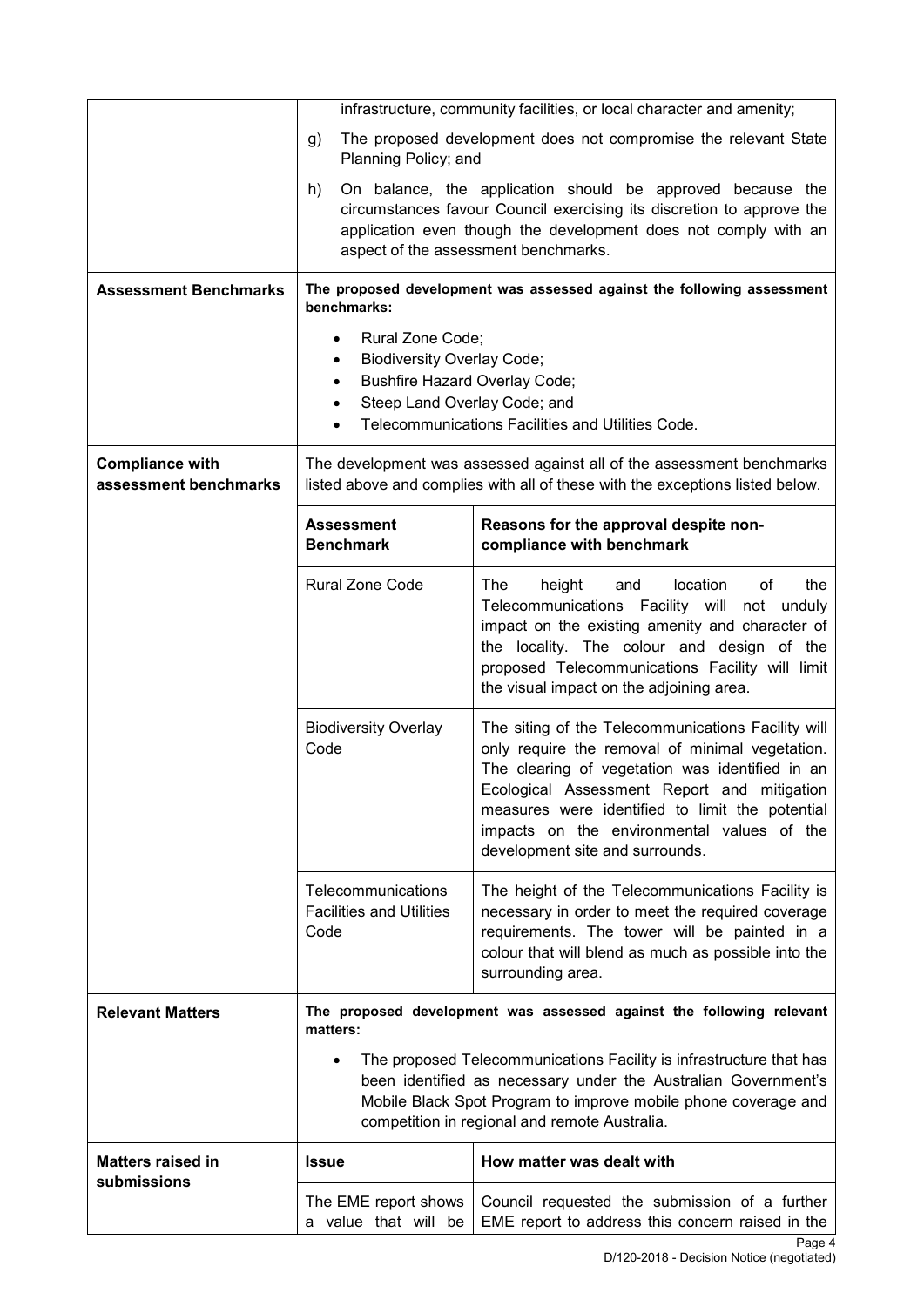| | | |
|---|---|---|
| | infrastructure, community facilities, or local character and amenity;<br><br>g) The proposed development does not compromise the relevant State Planning Policy; and<br><br>h) On balance, the application should be approved because the circumstances favour Council exercising its discretion to approve the application even though the development does not comply with an aspect of the assessment benchmarks. | |
| **Assessment Benchmarks** | **The proposed development was assessed against the following assessment benchmarks:**<br><br>• Rural Zone Code;<br>• Biodiversity Overlay Code;<br>• Bushfire Hazard Overlay Code;<br>• Steep Land Overlay Code; and<br>• Telecommunications Facilities and Utilities Code. | |
| **Compliance with assessment benchmarks** | The development was assessed against all of the assessment benchmarks listed above and complies with all of these with the exceptions listed below. | |
| | **Assessment Benchmark** | **Reasons for the approval despite non-compliance with benchmark** |
| | Rural Zone Code | The height and location of the Telecommunications Facility will not unduly impact on the existing amenity and character of the locality. The colour and design of the proposed Telecommunications Facility will limit the visual impact on the adjoining area. |
| | Biodiversity Overlay Code | The siting of the Telecommunications Facility will only require the removal of minimal vegetation. The clearing of vegetation was identified in an Ecological Assessment Report and mitigation measures were identified to limit the potential impacts on the environmental values of the development site and surrounds. |
| | Telecommunications Facilities and Utilities Code | The height of the Telecommunications Facility is necessary in order to meet the required coverage requirements. The tower will be painted in a colour that will blend as much as possible into the surrounding area. |
| **Relevant Matters** | **The proposed development was assessed against the following relevant matters:**<br><br>• The proposed Telecommunications Facility is infrastructure that has been identified as necessary under the Australian Government's Mobile Black Spot Program to improve mobile phone coverage and competition in regional and remote Australia. | |
| **Matters raised in submissions** | **Issue** | **How matter was dealt with** |
| | The EME report shows a value that will be | Council requested the submission of a further EME report to address this concern raised in the |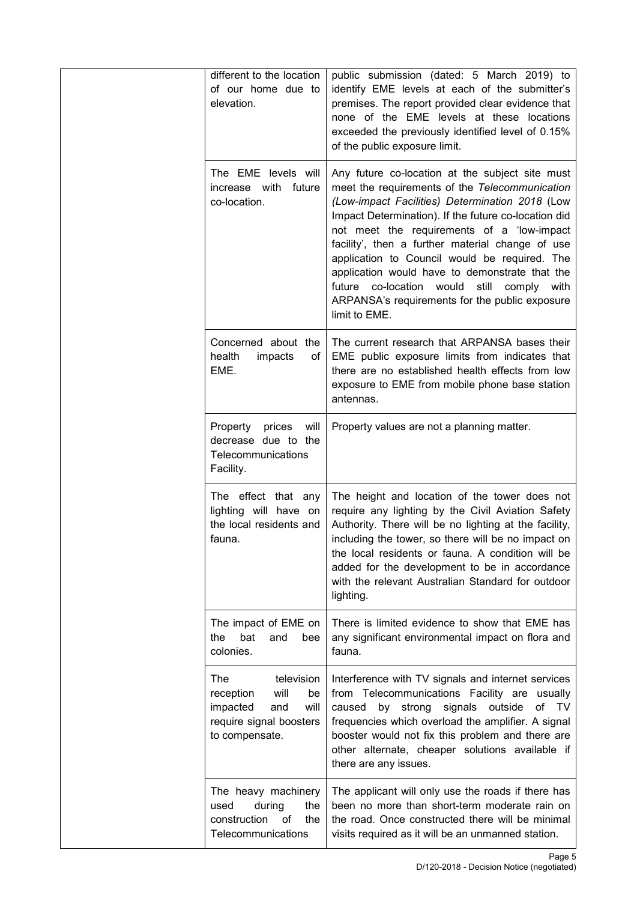| | | |
|---|---|---|
| | different to the location of our home due to elevation. | public submission (dated: 5 March 2019) to identify EME levels at each of the submitter's premises. The report provided clear evidence that none of the EME levels at these locations exceeded the previously identified level of 0.15% of the public exposure limit. |
| | The EME levels will increase with future co-location. | Any future co-location at the subject site must meet the requirements of the *Telecommunication (Low-impact Facilities) Determination 2018* (Low Impact Determination). If the future co-location did not meet the requirements of a 'low-impact facility', then a further material change of use application to Council would be required. The application would have to demonstrate that the future co-location would still comply with ARPANSA's requirements for the public exposure limit to EME. |
| | Concerned about the health impacts of EME. | The current research that ARPANSA bases their EME public exposure limits from indicates that there are no established health effects from low exposure to EME from mobile phone base station antennas. |
| | Property prices will decrease due to the Telecommunications Facility. | Property values are not a planning matter. |
| | The effect that any lighting will have on the local residents and fauna. | The height and location of the tower does not require any lighting by the Civil Aviation Safety Authority. There will be no lighting at the facility, including the tower, so there will be no impact on the local residents or fauna. A condition will be added for the development to be in accordance with the relevant Australian Standard for outdoor lighting. |
| | The impact of EME on the bat and bee colonies. | There is limited evidence to show that EME has any significant environmental impact on flora and fauna. |
| | The television reception will be impacted and will require signal boosters to compensate. | Interference with TV signals and internet services from Telecommunications Facility are usually caused by strong signals outside of TV frequencies which overload the amplifier. A signal booster would not fix this problem and there are other alternate, cheaper solutions available if there are any issues. |
| | The heavy machinery used during the construction of the Telecommunications | The applicant will only use the roads if there has been no more than short-term moderate rain on the road. Once constructed there will be minimal visits required as it will be an unmanned station. |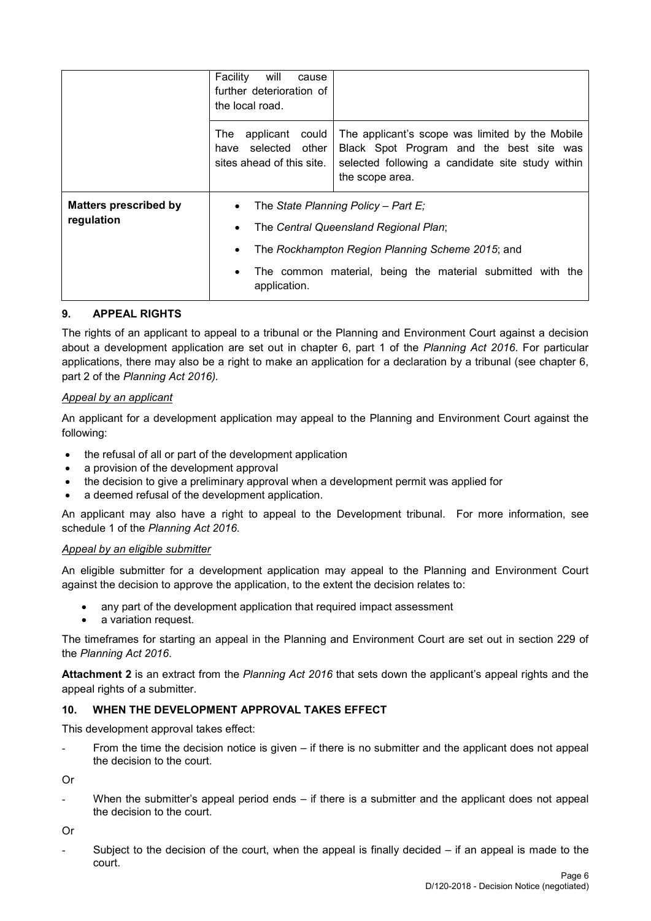| | | |
|---|---|---|
| | Facility will cause further deterioration of the local road. | |
| | The applicant could have selected other sites ahead of this site. | The applicant's scope was limited by the Mobile Black Spot Program and the best site was selected following a candidate site study within the scope area. |
| **Matters prescribed by regulation** | • The *State Planning Policy – Part E;*<br>• The *Central Queensland Regional Plan*;<br>• The *Rockhampton Region Planning Scheme 2015*; and<br>• The common material, being the material submitted with the application. | |

## 9. APPEAL RIGHTS

The rights of an applicant to appeal to a tribunal or the Planning and Environment Court against a decision about a development application are set out in chapter 6, part 1 of the *Planning Act 2016*. For particular applications, there may also be a right to make an application for a declaration by a tribunal (see chapter 6, part 2 of the *Planning Act 2016).*

*Appeal by an applicant*

An applicant for a development application may appeal to the Planning and Environment Court against the following:

- the refusal of all or part of the development application
- a provision of the development approval
- the decision to give a preliminary approval when a development permit was applied for
- a deemed refusal of the development application.

An applicant may also have a right to appeal to the Development tribunal. For more information, see schedule 1 of the *Planning Act 2016*.

*Appeal by an eligible submitter*

An eligible submitter for a development application may appeal to the Planning and Environment Court against the decision to approve the application, to the extent the decision relates to:

- any part of the development application that required impact assessment
- a variation request.

The timeframes for starting an appeal in the Planning and Environment Court are set out in section 229 of the *Planning Act 2016*.

**Attachment 2** is an extract from the *Planning Act 2016* that sets down the applicant's appeal rights and the appeal rights of a submitter.

## 10. WHEN THE DEVELOPMENT APPROVAL TAKES EFFECT

This development approval takes effect:

- From the time the decision notice is given – if there is no submitter and the applicant does not appeal the decision to the court.

Or

- When the submitter's appeal period ends – if there is a submitter and the applicant does not appeal the decision to the court.

Or

- Subject to the decision of the court, when the appeal is finally decided – if an appeal is made to the court.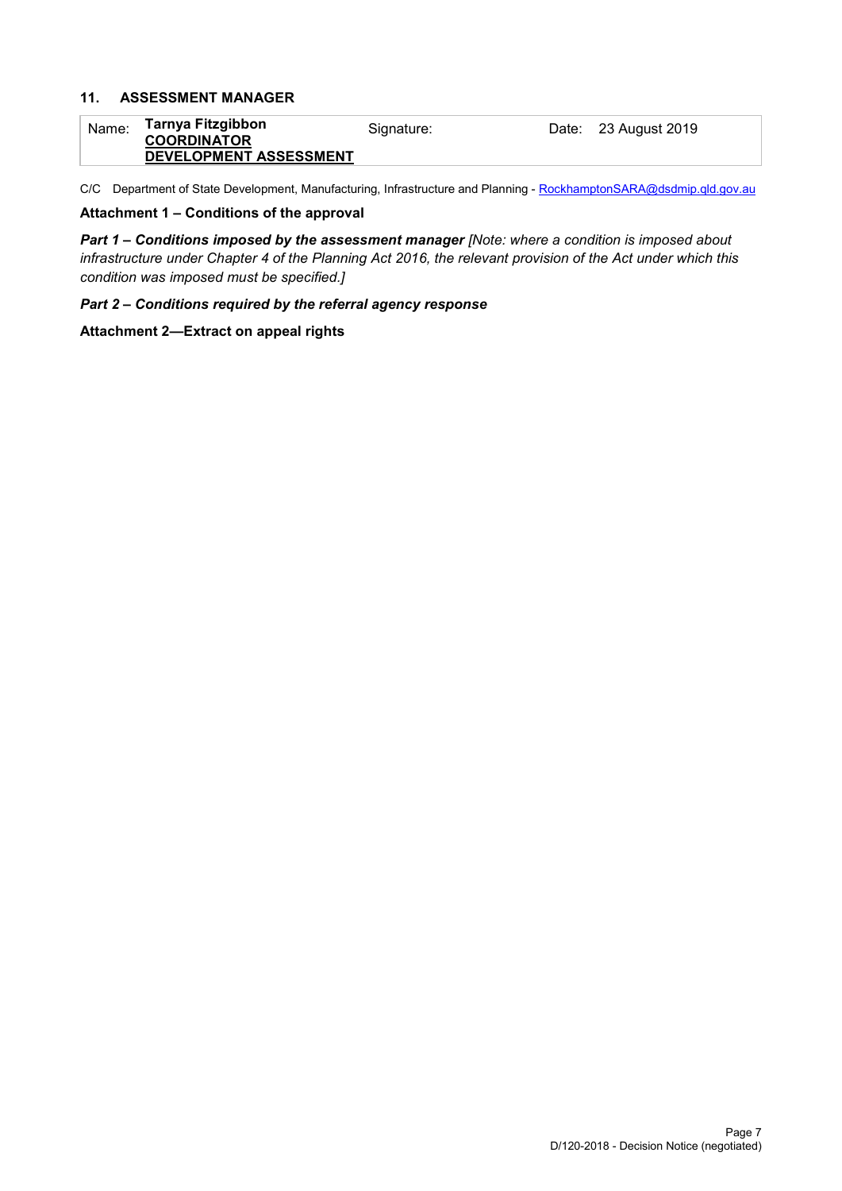## 11. ASSESSMENT MANAGER

| Name: | Tarnya Fitzgibbon<br>COORDINATOR<br>DEVELOPMENT ASSESSMENT | Signature: | Date: 23 August 2019 |
|---|---|---|---|

C/C Department of State Development, Manufacturing, Infrastructure and Planning - RockhamptonSARA@dsdmip.qld.gov.au

**Attachment 1 – Conditions of the approval**

***Part 1 – Conditions imposed by the assessment manager*** *[Note: where a condition is imposed about infrastructure under Chapter 4 of the Planning Act 2016, the relevant provision of the Act under which this condition was imposed must be specified.]*

***Part 2 – Conditions required by the referral agency response***

**Attachment 2—Extract on appeal rights**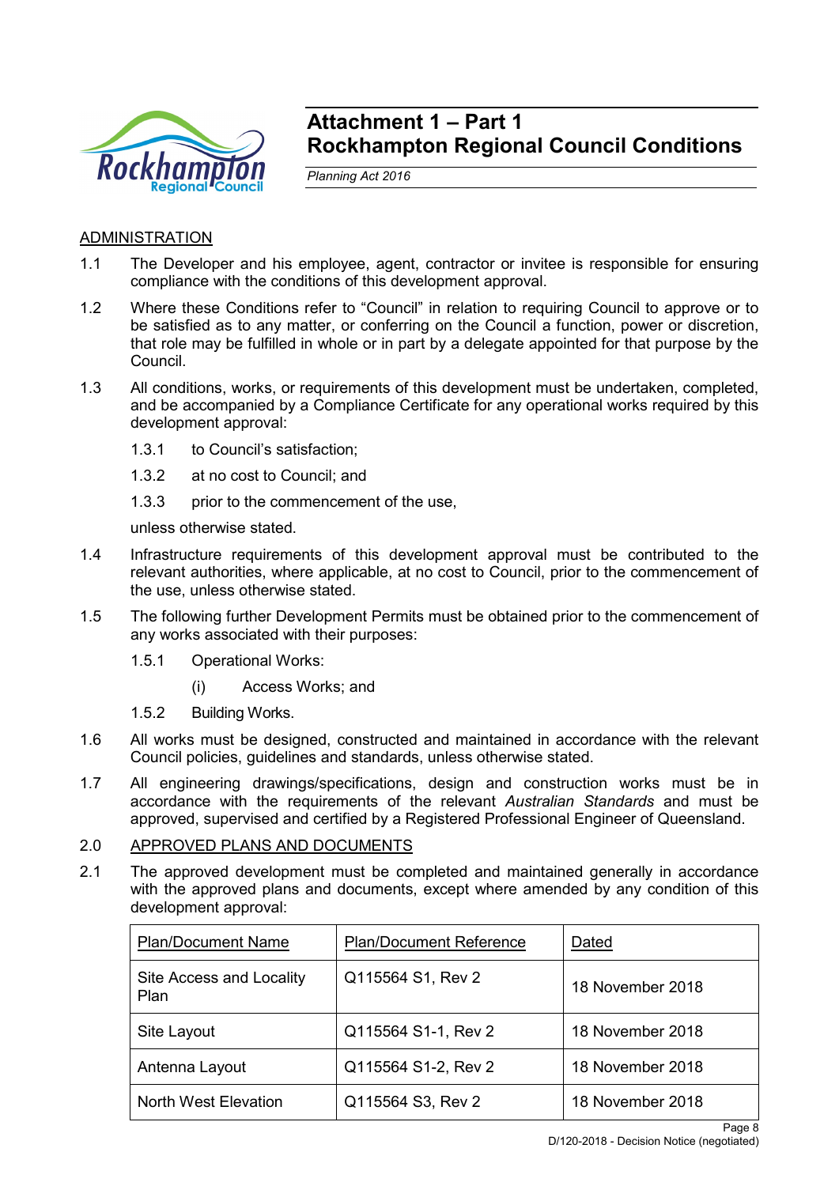# Attachment 1 – Part 1
# Rockhampton Regional Council Conditions

*Planning Act 2016*

ADMINISTRATION

1.1 The Developer and his employee, agent, contractor or invitee is responsible for ensuring compliance with the conditions of this development approval.

1.2 Where these Conditions refer to "Council" in relation to requiring Council to approve or to be satisfied as to any matter, or conferring on the Council a function, power or discretion, that role may be fulfilled in whole or in part by a delegate appointed for that purpose by the Council.

1.3 All conditions, works, or requirements of this development must be undertaken, completed, and be accompanied by a Compliance Certificate for any operational works required by this development approval:

   1.3.1 to Council's satisfaction;

   1.3.2 at no cost to Council; and

   1.3.3 prior to the commencement of the use,

   unless otherwise stated.

1.4 Infrastructure requirements of this development approval must be contributed to the relevant authorities, where applicable, at no cost to Council, prior to the commencement of the use, unless otherwise stated.

1.5 The following further Development Permits must be obtained prior to the commencement of any works associated with their purposes:

   1.5.1 Operational Works:

      (i) Access Works; and

   1.5.2 Building Works.

1.6 All works must be designed, constructed and maintained in accordance with the relevant Council policies, guidelines and standards, unless otherwise stated.

1.7 All engineering drawings/specifications, design and construction works must be in accordance with the requirements of the relevant *Australian Standards* and must be approved, supervised and certified by a Registered Professional Engineer of Queensland.

2.0 APPROVED PLANS AND DOCUMENTS

2.1 The approved development must be completed and maintained generally in accordance with the approved plans and documents, except where amended by any condition of this development approval:

| Plan/Document Name | Plan/Document Reference | Dated |
|---|---|---|
| Site Access and Locality Plan | Q115564 S1, Rev 2 | 18 November 2018 |
| Site Layout | Q115564 S1-1, Rev 2 | 18 November 2018 |
| Antenna Layout | Q115564 S1-2, Rev 2 | 18 November 2018 |
| North West Elevation | Q115564 S3, Rev 2 | 18 November 2018 |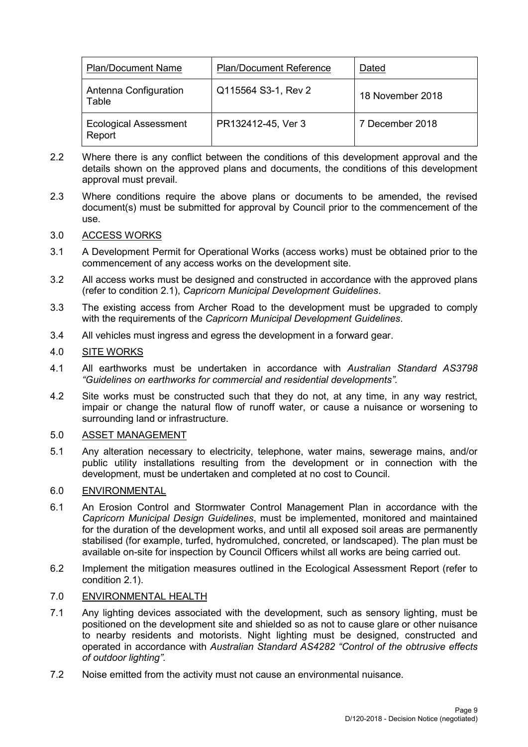| Plan/Document Name | Plan/Document Reference | Dated |
| --- | --- | --- |
| Antenna Configuration Table | Q115564 S3-1, Rev 2 | 18 November 2018 |
| Ecological Assessment Report | PR132412-45, Ver 3 | 7 December 2018 |

2.2 Where there is any conflict between the conditions of this development approval and the details shown on the approved plans and documents, the conditions of this development approval must prevail.

2.3 Where conditions require the above plans or documents to be amended, the revised document(s) must be submitted for approval by Council prior to the commencement of the use.

3.0 ACCESS WORKS

3.1 A Development Permit for Operational Works (access works) must be obtained prior to the commencement of any access works on the development site.

3.2 All access works must be designed and constructed in accordance with the approved plans (refer to condition 2.1), *Capricorn Municipal Development Guidelines*.

3.3 The existing access from Archer Road to the development must be upgraded to comply with the requirements of the *Capricorn Municipal Development Guidelines*.

3.4 All vehicles must ingress and egress the development in a forward gear.

4.0 SITE WORKS

4.1 All earthworks must be undertaken in accordance with *Australian Standard AS3798 "Guidelines on earthworks for commercial and residential developments".*

4.2 Site works must be constructed such that they do not, at any time, in any way restrict, impair or change the natural flow of runoff water, or cause a nuisance or worsening to surrounding land or infrastructure.

5.0 ASSET MANAGEMENT

5.1 Any alteration necessary to electricity, telephone, water mains, sewerage mains, and/or public utility installations resulting from the development or in connection with the development, must be undertaken and completed at no cost to Council.

6.0 ENVIRONMENTAL

6.1 An Erosion Control and Stormwater Control Management Plan in accordance with the *Capricorn Municipal Design Guidelines*, must be implemented, monitored and maintained for the duration of the development works, and until all exposed soil areas are permanently stabilised (for example, turfed, hydromulched, concreted, or landscaped). The plan must be available on-site for inspection by Council Officers whilst all works are being carried out.

6.2 Implement the mitigation measures outlined in the Ecological Assessment Report (refer to condition 2.1).

7.0 ENVIRONMENTAL HEALTH

7.1 Any lighting devices associated with the development, such as sensory lighting, must be positioned on the development site and shielded so as not to cause glare or other nuisance to nearby residents and motorists. Night lighting must be designed, constructed and operated in accordance with *Australian Standard AS4282 "Control of the obtrusive effects of outdoor lighting"*.

7.2 Noise emitted from the activity must not cause an environmental nuisance.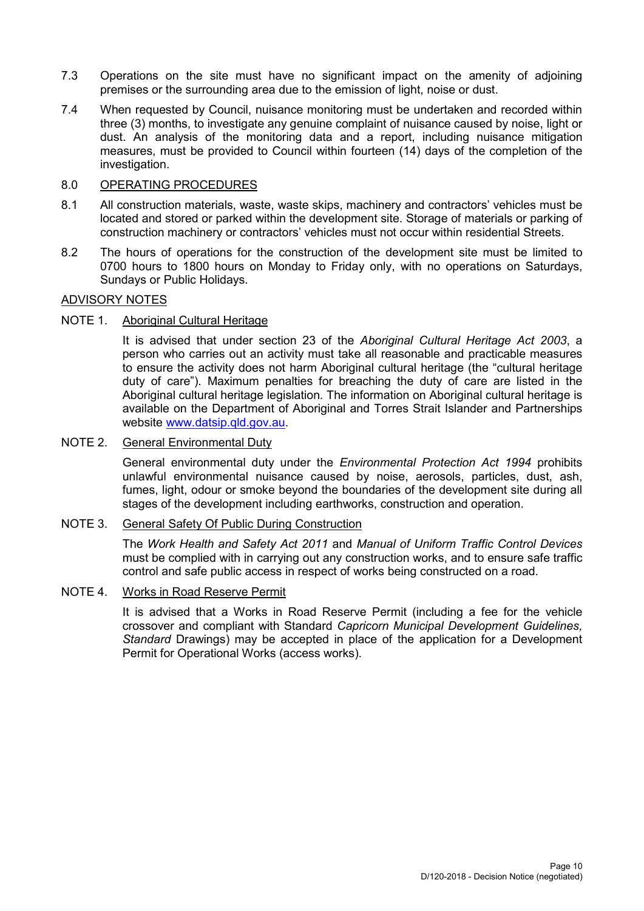7.3 Operations on the site must have no significant impact on the amenity of adjoining premises or the surrounding area due to the emission of light, noise or dust.

7.4 When requested by Council, nuisance monitoring must be undertaken and recorded within three (3) months, to investigate any genuine complaint of nuisance caused by noise, light or dust. An analysis of the monitoring data and a report, including nuisance mitigation measures, must be provided to Council within fourteen (14) days of the completion of the investigation.

## 8.0 OPERATING PROCEDURES

8.1 All construction materials, waste, waste skips, machinery and contractors' vehicles must be located and stored or parked within the development site. Storage of materials or parking of construction machinery or contractors' vehicles must not occur within residential Streets.

8.2 The hours of operations for the construction of the development site must be limited to 0700 hours to 1800 hours on Monday to Friday only, with no operations on Saturdays, Sundays or Public Holidays.

## ADVISORY NOTES

### NOTE 1. Aboriginal Cultural Heritage

It is advised that under section 23 of the *Aboriginal Cultural Heritage Act 2003*, a person who carries out an activity must take all reasonable and practicable measures to ensure the activity does not harm Aboriginal cultural heritage (the "cultural heritage duty of care"). Maximum penalties for breaching the duty of care are listed in the Aboriginal cultural heritage legislation. The information on Aboriginal cultural heritage is available on the Department of Aboriginal and Torres Strait Islander and Partnerships website www.datsip.qld.gov.au.

### NOTE 2. General Environmental Duty

General environmental duty under the *Environmental Protection Act 1994* prohibits unlawful environmental nuisance caused by noise, aerosols, particles, dust, ash, fumes, light, odour or smoke beyond the boundaries of the development site during all stages of the development including earthworks, construction and operation.

### NOTE 3. General Safety Of Public During Construction

The *Work Health and Safety Act 2011* and *Manual of Uniform Traffic Control Devices* must be complied with in carrying out any construction works, and to ensure safe traffic control and safe public access in respect of works being constructed on a road.

### NOTE 4. Works in Road Reserve Permit

It is advised that a Works in Road Reserve Permit (including a fee for the vehicle crossover and compliant with Standard *Capricorn Municipal Development Guidelines, Standard* Drawings) may be accepted in place of the application for a Development Permit for Operational Works (access works).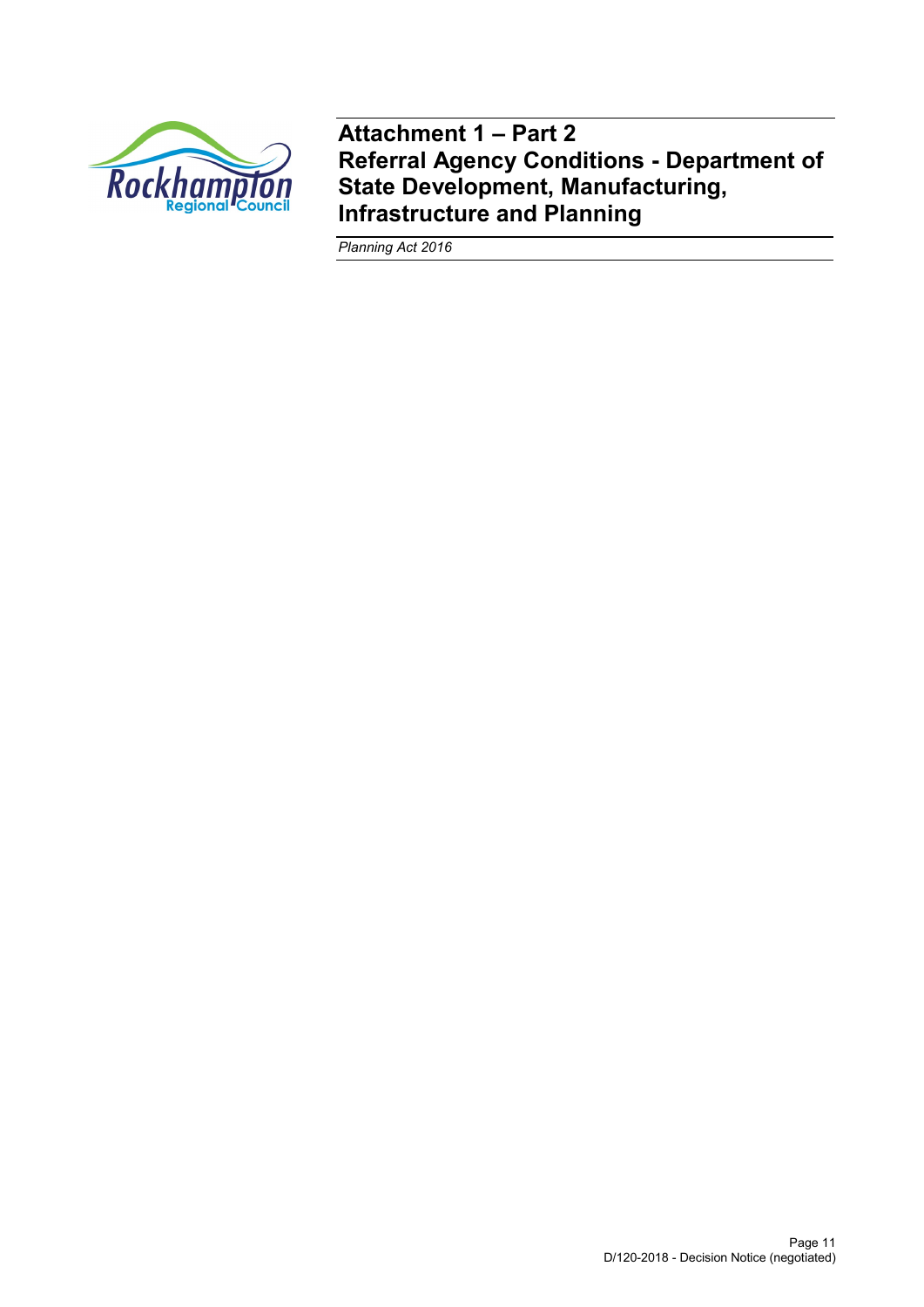# Attachment 1 – Part 2
# Referral Agency Conditions - Department of State Development, Manufacturing, Infrastructure and Planning

*Planning Act 2016*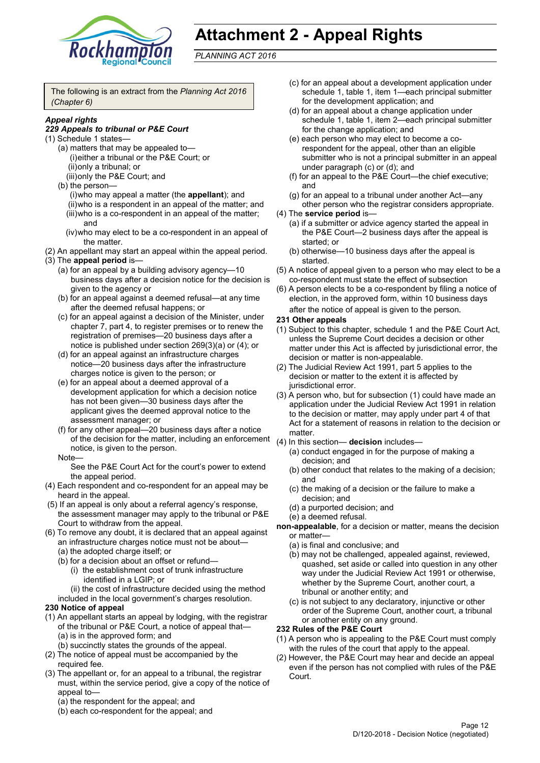# Attachment 2 - Appeal Rights

*PLANNING ACT 2016*

The following is an extract from the *Planning Act 2016 (Chapter 6)*

***Appeal rights***

***229 Appeals to tribunal or P&E Court***

(1) Schedule 1 states—
- (a) matters that may be appealed to—
  - (i) either a tribunal or the P&E Court; or
  - (ii) only a tribunal; or
  - (iii) only the P&E Court; and
- (b) the person—
  - (i) who may appeal a matter (the **appellant**); and
  - (ii) who is a respondent in an appeal of the matter; and
  - (iii) who is a co-respondent in an appeal of the matter; and
  - (iv) who may elect to be a co-respondent in an appeal of the matter.

(2) An appellant may start an appeal within the appeal period.

(3) The **appeal period** is—
- (a) for an appeal by a building advisory agency—10 business days after a decision notice for the decision is given to the agency or
- (b) for an appeal against a deemed refusal—at any time after the deemed refusal happens; or
- (c) for an appeal against a decision of the Minister, under chapter 7, part 4, to register premises or to renew the registration of premises—20 business days after a notice is published under section 269(3)(a) or (4); or
- (d) for an appeal against an infrastructure charges notice—20 business days after the infrastructure charges notice is given to the person; or
- (e) for an appeal about a deemed approval of a development application for which a decision notice has not been given—30 business days after the applicant gives the deemed approval notice to the assessment manager; or
- (f) for any other appeal—20 business days after a notice of the decision for the matter, including an enforcement notice, is given to the person.

Note—

See the P&E Court Act for the court's power to extend the appeal period.

(4) Each respondent and co-respondent for an appeal may be heard in the appeal.

(5) If an appeal is only about a referral agency's response, the assessment manager may apply to the tribunal or P&E Court to withdraw from the appeal.

(6) To remove any doubt, it is declared that an appeal against an infrastructure charges notice must not be about—
- (a) the adopted charge itself; or
- (b) for a decision about an offset or refund—
  - (i) the establishment cost of trunk infrastructure identified in a LGIP; or
  - (ii) the cost of infrastructure decided using the method

included in the local government's charges resolution.

**230 Notice of appeal**

(1) An appellant starts an appeal by lodging, with the registrar of the tribunal or P&E Court, a notice of appeal that—
- (a) is in the approved form; and
- (b) succinctly states the grounds of the appeal.

(2) The notice of appeal must be accompanied by the required fee.

(3) The appellant or, for an appeal to a tribunal, the registrar must, within the service period, give a copy of the notice of appeal to—
- (a) the respondent for the appeal; and
- (b) each co-respondent for the appeal; and
- (c) for an appeal about a development application under schedule 1, table 1, item 1—each principal submitter for the development application; and
- (d) for an appeal about a change application under schedule 1, table 1, item 2—each principal submitter for the change application; and
- (e) each person who may elect to become a co-respondent for the appeal, other than an eligible submitter who is not a principal submitter in an appeal under paragraph (c) or (d); and
- (f) for an appeal to the P&E Court—the chief executive; and
- (g) for an appeal to a tribunal under another Act—any other person who the registrar considers appropriate.

(4) The **service period** is—
- (a) if a submitter or advice agency started the appeal in the P&E Court—2 business days after the appeal is started; or
- (b) otherwise—10 business days after the appeal is started.

(5) A notice of appeal given to a person who may elect to be a co-respondent must state the effect of subsection

(6) A person elects to be a co-respondent by filing a notice of election, in the approved form, within 10 business days after the notice of appeal is given to the person.

**231 Other appeals**

(1) Subject to this chapter, schedule 1 and the P&E Court Act, unless the Supreme Court decides a decision or other matter under this Act is affected by jurisdictional error, the decision or matter is non-appealable.

(2) The Judicial Review Act 1991, part 5 applies to the decision or matter to the extent it is affected by jurisdictional error.

(3) A person who, but for subsection (1) could have made an application under the Judicial Review Act 1991 in relation to the decision or matter, may apply under part 4 of that Act for a statement of reasons in relation to the decision or matter.

(4) In this section— **decision** includes—
- (a) conduct engaged in for the purpose of making a decision; and
- (b) other conduct that relates to the making of a decision; and
- (c) the making of a decision or the failure to make a decision; and
- (d) a purported decision; and
- (e) a deemed refusal.

**non-appealable**, for a decision or matter, means the decision or matter—
- (a) is final and conclusive; and
- (b) may not be challenged, appealed against, reviewed, quashed, set aside or called into question in any other way under the Judicial Review Act 1991 or otherwise, whether by the Supreme Court, another court, a tribunal or another entity; and
- (c) is not subject to any declaratory, injunctive or other order of the Supreme Court, another court, a tribunal or another entity on any ground.

**232 Rules of the P&E Court**

(1) A person who is appealing to the P&E Court must comply with the rules of the court that apply to the appeal.

(2) However, the P&E Court may hear and decide an appeal even if the person has not complied with rules of the P&E Court.

D/120-2018 - Decision Notice (negotiated)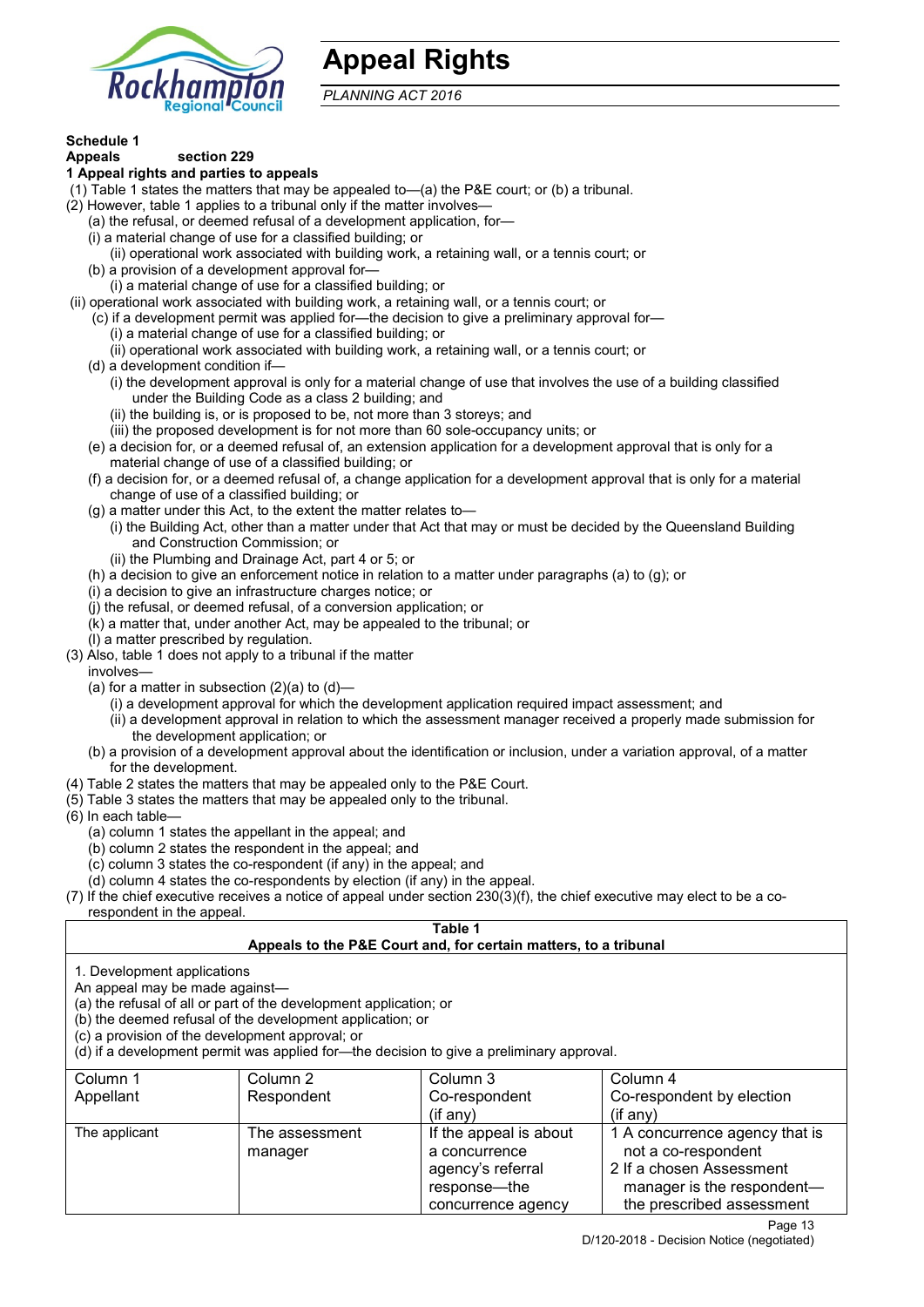# Appeal Rights

*PLANNING ACT 2016*

**Schedule 1**
**Appeals** section 229

**1 Appeal rights and parties to appeals**

(1) Table 1 states the matters that may be appealed to—(a) the P&E court; or (b) a tribunal.

(2) However, table 1 applies to a tribunal only if the matter involves—

(a) the refusal, or deemed refusal of a development application, for—

(i) a material change of use for a classified building; or

(ii) operational work associated with building work, a retaining wall, or a tennis court; or

(b) a provision of a development approval for—

(i) a material change of use for a classified building; or

(ii) operational work associated with building work, a retaining wall, or a tennis court; or

(c) if a development permit was applied for—the decision to give a preliminary approval for—

(i) a material change of use for a classified building; or

(ii) operational work associated with building work, a retaining wall, or a tennis court; or

(d) a development condition if—

(i) the development approval is only for a material change of use that involves the use of a building classified under the Building Code as a class 2 building; and

(ii) the building is, or is proposed to be, not more than 3 storeys; and

(iii) the proposed development is for not more than 60 sole-occupancy units; or

(e) a decision for, or a deemed refusal of, an extension application for a development approval that is only for a material change of use of a classified building; or

(f) a decision for, or a deemed refusal of, a change application for a development approval that is only for a material change of use of a classified building; or

(g) a matter under this Act, to the extent the matter relates to—

(i) the Building Act, other than a matter under that Act that may or must be decided by the Queensland Building and Construction Commission; or

(ii) the Plumbing and Drainage Act, part 4 or 5; or

(h) a decision to give an enforcement notice in relation to a matter under paragraphs (a) to (g); or

(i) a decision to give an infrastructure charges notice; or

(j) the refusal, or deemed refusal, of a conversion application; or

(k) a matter that, under another Act, may be appealed to the tribunal; or

(l) a matter prescribed by regulation.

(3) Also, table 1 does not apply to a tribunal if the matter involves—

(a) for a matter in subsection (2)(a) to (d)—

(i) a development approval for which the development application required impact assessment; and

(ii) a development approval in relation to which the assessment manager received a properly made submission for the development application; or

(b) a provision of a development approval about the identification or inclusion, under a variation approval, of a matter for the development.

(4) Table 2 states the matters that may be appealed only to the P&E Court.

(5) Table 3 states the matters that may be appealed only to the tribunal.

(6) In each table—

(a) column 1 states the appellant in the appeal; and

(b) column 2 states the respondent in the appeal; and

(c) column 3 states the co-respondent (if any) in the appeal; and

(d) column 4 states the co-respondents by election (if any) in the appeal.

(7) If the chief executive receives a notice of appeal under section 230(3)(f), the chief executive may elect to be a co-respondent in the appeal.

**Table 1**
**Appeals to the P&E Court and, for certain matters, to a tribunal**

1. Development applications

An appeal may be made against—

(a) the refusal of all or part of the development application; or

(b) the deemed refusal of the development application; or

(c) a provision of the development approval; or

(d) if a development permit was applied for—the decision to give a preliminary approval.

| Column 1<br>Appellant | Column 2<br>Respondent | Column 3<br>Co-respondent<br>(if any) | Column 4<br>Co-respondent by election<br>(if any) |
|---|---|---|---|
| The applicant | The assessment manager | If the appeal is about a concurrence agency's referral response—the concurrence agency | 1 A concurrence agency that is not a co-respondent<br>2 If a chosen Assessment manager is the respondent—the prescribed assessment |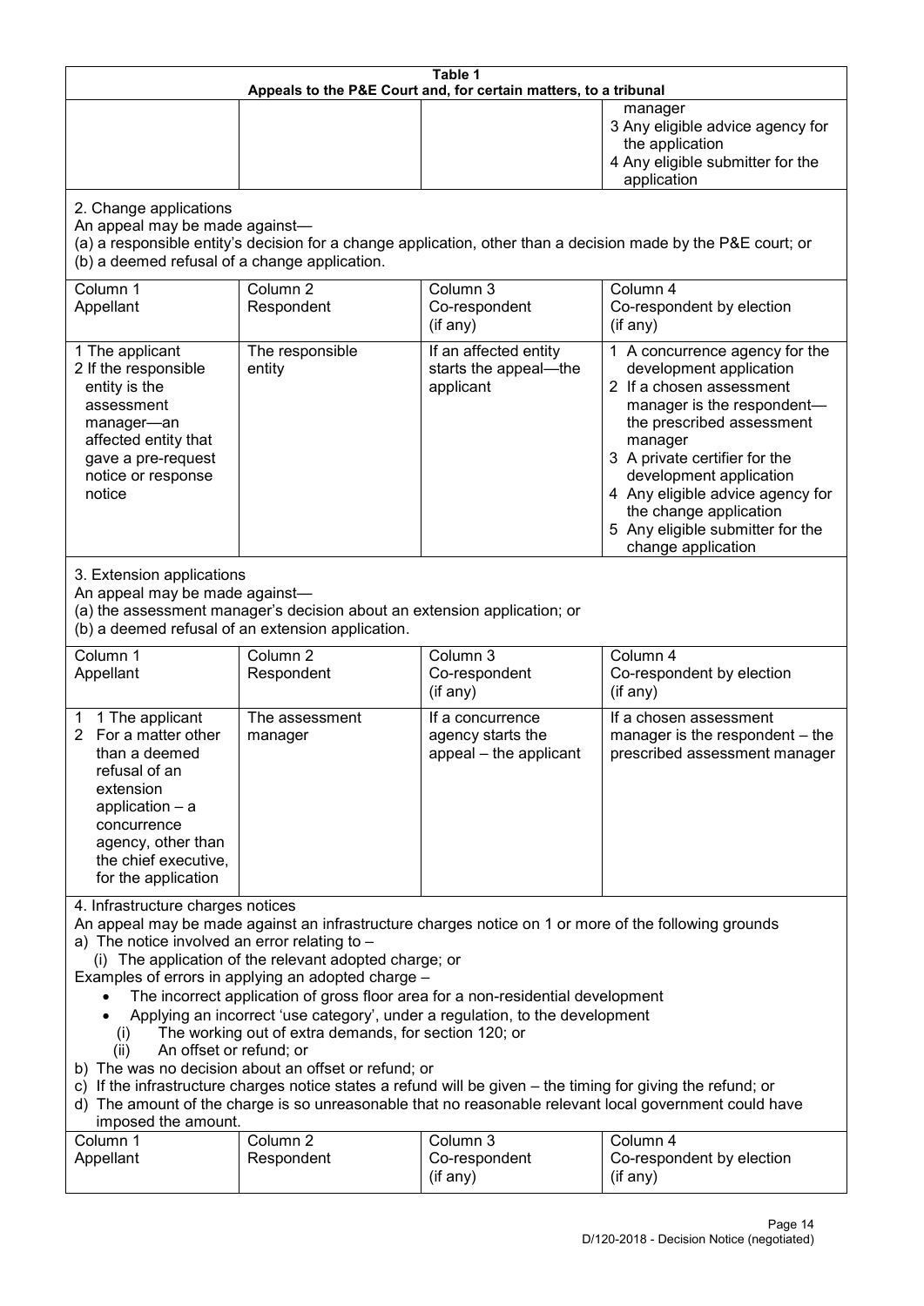**Table 1**
**Appeals to the P&E Court and, for certain matters, to a tribunal**

| | | | |
|---|---|---|---|
| | | | manager<br>3 Any eligible advice agency for the application<br>4 Any eligible submitter for the application |

2. Change applications
An appeal may be made against—
(a) a responsible entity's decision for a change application, other than a decision made by the P&E court; or
(b) a deemed refusal of a change application.

| Column 1<br>Appellant | Column 2<br>Respondent | Column 3<br>Co-respondent<br>(if any) | Column 4<br>Co-respondent by election<br>(if any) |
|---|---|---|---|
| 1 The applicant<br>2 If the responsible entity is the assessment manager—an affected entity that gave a pre-request notice or response notice | The responsible entity | If an affected entity starts the appeal—the applicant | 1 A concurrence agency for the development application<br>2 If a chosen assessment manager is the respondent—the prescribed assessment manager<br>3 A private certifier for the development application<br>4 Any eligible advice agency for the change application<br>5 Any eligible submitter for the change application |

3. Extension applications
An appeal may be made against—
(a) the assessment manager's decision about an extension application; or
(b) a deemed refusal of an extension application.

| Column 1<br>Appellant | Column 2<br>Respondent | Column 3<br>Co-respondent<br>(if any) | Column 4<br>Co-respondent by election<br>(if any) |
|---|---|---|---|
| 1 1 The applicant<br>2 For a matter other than a deemed refusal of an extension application – a concurrence agency, other than the chief executive, for the application | The assessment manager | If a concurrence agency starts the appeal – the applicant | If a chosen assessment manager is the respondent – the prescribed assessment manager |

4. Infrastructure charges notices
An appeal may be made against an infrastructure charges notice on 1 or more of the following grounds
a) The notice involved an error relating to –
(i) The application of the relevant adopted charge; or
Examples of errors in applying an adopted charge –
- The incorrect application of gross floor area for a non-residential development
- Applying an incorrect 'use category', under a regulation, to the development
(i) The working out of extra demands, for section 120; or
(ii) An offset or refund; or
b) The was no decision about an offset or refund; or
c) If the infrastructure charges notice states a refund will be given – the timing for giving the refund; or
d) The amount of the charge is so unreasonable that no reasonable relevant local government could have imposed the amount.

| Column 1<br>Appellant | Column 2<br>Respondent | Column 3<br>Co-respondent<br>(if any) | Column 4<br>Co-respondent by election<br>(if any) |
|---|---|---|---|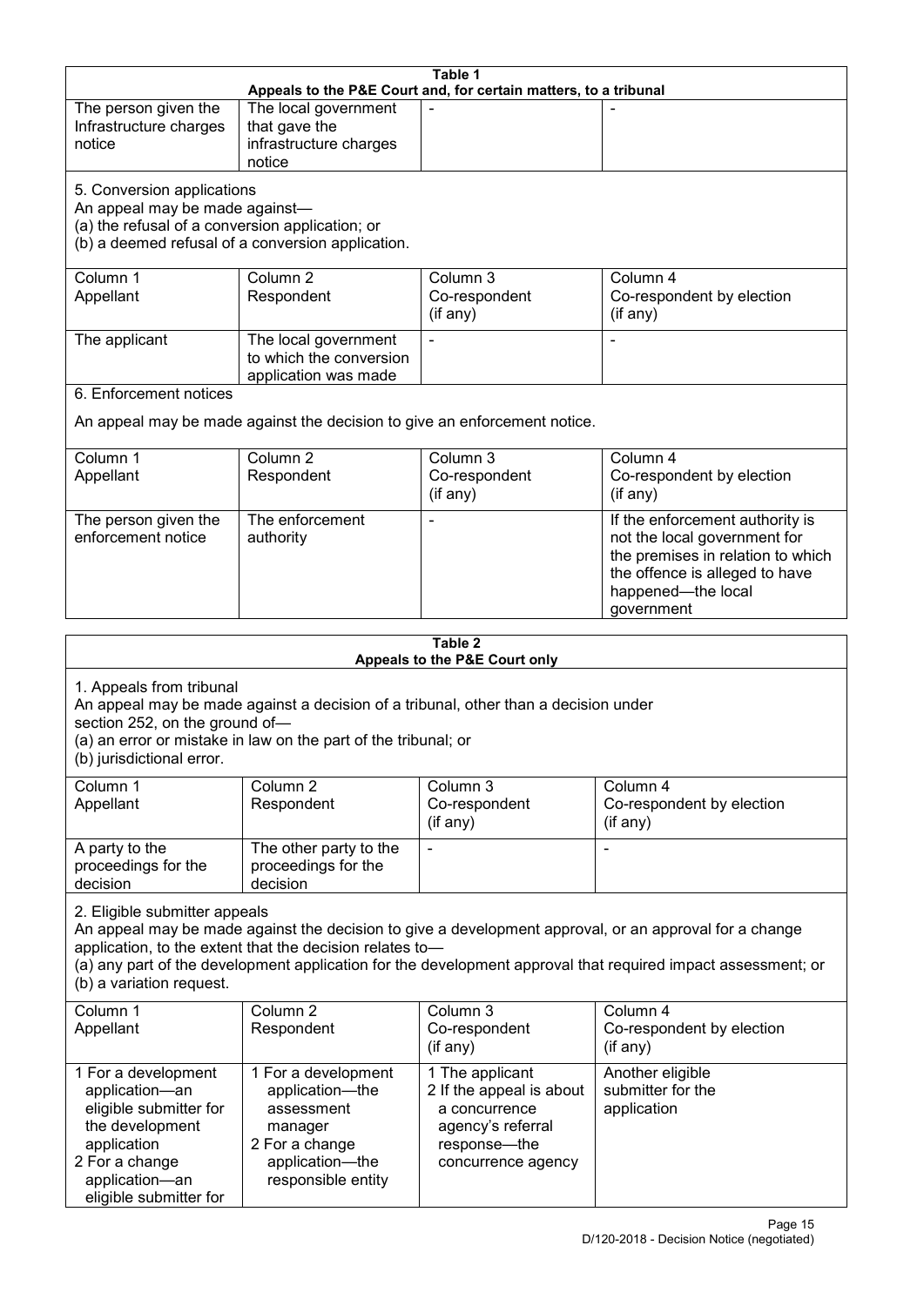**Table 1**
**Appeals to the P&E Court and, for certain matters, to a tribunal**

| | | | |
|---|---|---|---|
| The person given the Infrastructure charges notice | The local government that gave the infrastructure charges notice | - | - |

5. Conversion applications

An appeal may be made against—
(a) the refusal of a conversion application; or
(b) a deemed refusal of a conversion application.

| Column 1<br>Appellant | Column 2<br>Respondent | Column 3<br>Co-respondent<br>(if any) | Column 4<br>Co-respondent by election<br>(if any) |
|---|---|---|---|
| The applicant | The local government to which the conversion application was made | - | - |

6. Enforcement notices

An appeal may be made against the decision to give an enforcement notice.

| Column 1<br>Appellant | Column 2<br>Respondent | Column 3<br>Co-respondent<br>(if any) | Column 4<br>Co-respondent by election<br>(if any) |
|---|---|---|---|
| The person given the enforcement notice | The enforcement authority | - | If the enforcement authority is not the local government for the premises in relation to which the offence is alleged to have happened—the local government |

**Table 2**
**Appeals to the P&E Court only**

1. Appeals from tribunal

An appeal may be made against a decision of a tribunal, other than a decision under section 252, on the ground of—
(a) an error or mistake in law on the part of the tribunal; or
(b) jurisdictional error.

| Column 1<br>Appellant | Column 2<br>Respondent | Column 3<br>Co-respondent<br>(if any) | Column 4<br>Co-respondent by election<br>(if any) |
|---|---|---|---|
| A party to the proceedings for the decision | The other party to the proceedings for the decision | - | - |

2. Eligible submitter appeals

An appeal may be made against the decision to give a development approval, or an approval for a change application, to the extent that the decision relates to—
(a) any part of the development application for the development approval that required impact assessment; or
(b) a variation request.

| Column 1<br>Appellant | Column 2<br>Respondent | Column 3<br>Co-respondent<br>(if any) | Column 4<br>Co-respondent by election<br>(if any) |
|---|---|---|---|
| 1 For a development application—an eligible submitter for the development application<br>2 For a change application—an eligible submitter for | 1 For a development application—the assessment manager<br>2 For a change application—the responsible entity | 1 The applicant<br>2 If the appeal is about a concurrence agency's referral response—the concurrence agency | Another eligible submitter for the application |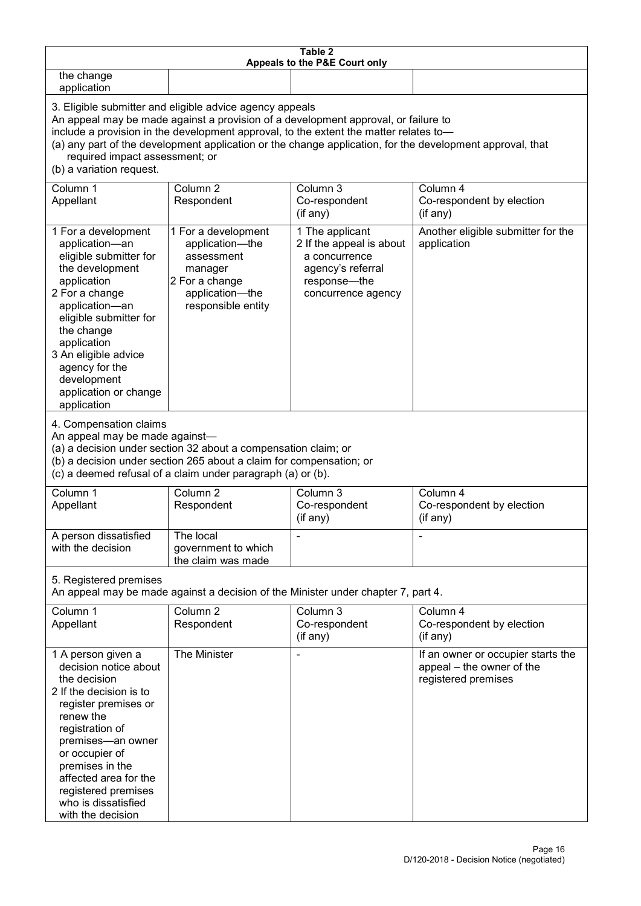| Table 2<br>Appeals to the P&E Court only | | | |
|---|---|---|---|
| the change application | | | |

3. Eligible submitter and eligible advice agency appeals
An appeal may be made against a provision of a development approval, or failure to include a provision in the development approval, to the extent the matter relates to—
(a) any part of the development application or the change application, for the development approval, that required impact assessment; or
(b) a variation request.

| Column 1<br>Appellant | Column 2<br>Respondent | Column 3<br>Co-respondent<br>(if any) | Column 4<br>Co-respondent by election<br>(if any) |
|---|---|---|---|
| 1 For a development application—an eligible submitter for the development application<br>2 For a change application—an eligible submitter for the change application<br>3 An eligible advice agency for the development application or change application | 1 For a development application—the assessment manager<br>2 For a change application—the responsible entity | 1 The applicant<br>2 If the appeal is about a concurrence agency's referral response—the concurrence agency | Another eligible submitter for the application |

4. Compensation claims
An appeal may be made against—
(a) a decision under section 32 about a compensation claim; or
(b) a decision under section 265 about a claim for compensation; or
(c) a deemed refusal of a claim under paragraph (a) or (b).

| Column 1<br>Appellant | Column 2<br>Respondent | Column 3<br>Co-respondent<br>(if any) | Column 4<br>Co-respondent by election<br>(if any) |
|---|---|---|---|
| A person dissatisfied with the decision | The local government to which the claim was made | - | - |

5. Registered premises
An appeal may be made against a decision of the Minister under chapter 7, part 4.

| Column 1<br>Appellant | Column 2<br>Respondent | Column 3<br>Co-respondent<br>(if any) | Column 4<br>Co-respondent by election<br>(if any) |
|---|---|---|---|
| 1 A person given a decision notice about the decision<br>2 If the decision is to register premises or renew the registration of premises—an owner or occupier of premises in the affected area for the registered premises who is dissatisfied with the decision | The Minister | - | If an owner or occupier starts the appeal – the owner of the registered premises |

D/120-2018 - Decision Notice (negotiated)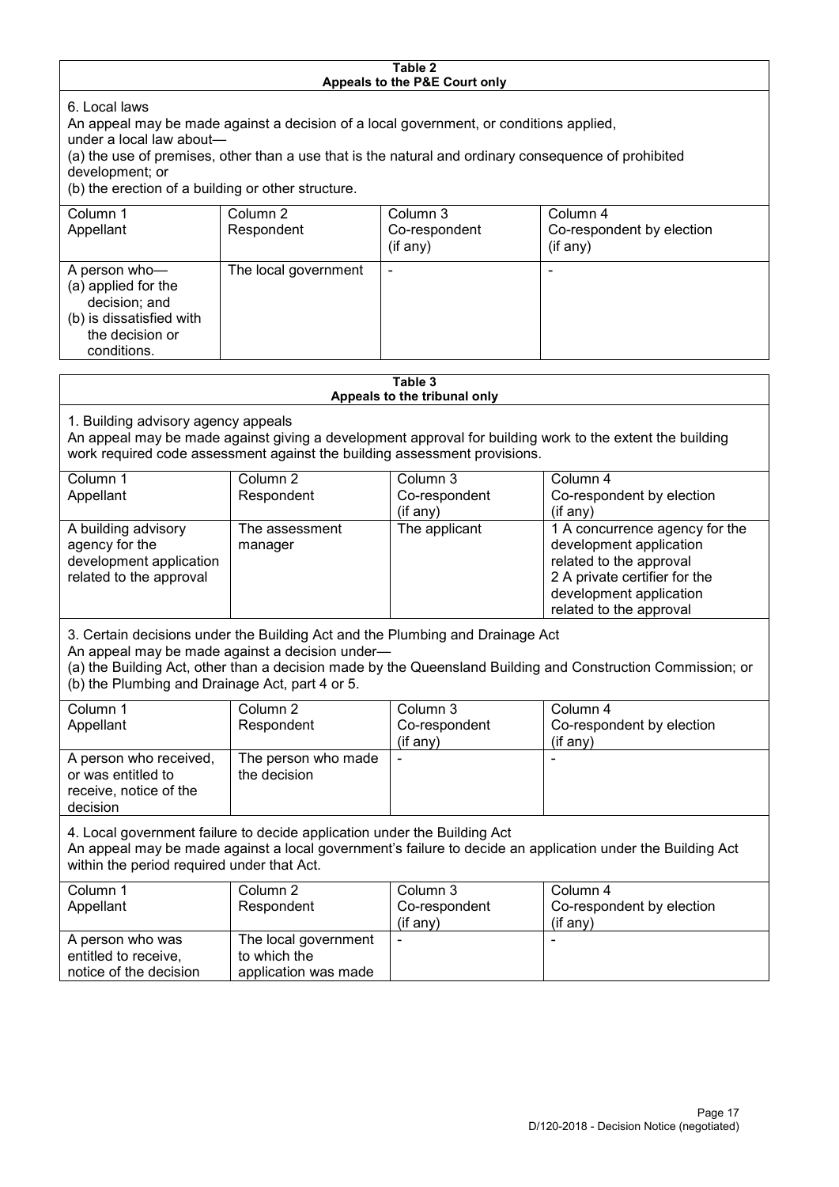**Table 2**
**Appeals to the P&E Court only**

6. Local laws

An appeal may be made against a decision of a local government, or conditions applied, under a local law about—

(a) the use of premises, other than a use that is the natural and ordinary consequence of prohibited development; or

(b) the erection of a building or other structure.

| Column 1<br>Appellant | Column 2<br>Respondent | Column 3<br>Co-respondent<br>(if any) | Column 4<br>Co-respondent by election<br>(if any) |
|---|---|---|---|
| A person who—<br>(a) applied for the decision; and<br>(b) is dissatisfied with the decision or conditions. | The local government | - | - |

**Table 3**
**Appeals to the tribunal only**

1. Building advisory agency appeals

An appeal may be made against giving a development approval for building work to the extent the building work required code assessment against the building assessment provisions.

| Column 1<br>Appellant | Column 2<br>Respondent | Column 3<br>Co-respondent<br>(if any) | Column 4<br>Co-respondent by election<br>(if any) |
|---|---|---|---|
| A building advisory agency for the development application related to the approval | The assessment manager | The applicant | 1 A concurrence agency for the development application related to the approval<br>2 A private certifier for the development application related to the approval |

3. Certain decisions under the Building Act and the Plumbing and Drainage Act

An appeal may be made against a decision under—

(a) the Building Act, other than a decision made by the Queensland Building and Construction Commission; or

(b) the Plumbing and Drainage Act, part 4 or 5.

| Column 1<br>Appellant | Column 2<br>Respondent | Column 3<br>Co-respondent<br>(if any) | Column 4<br>Co-respondent by election<br>(if any) |
|---|---|---|---|
| A person who received, or was entitled to receive, notice of the decision | The person who made the decision | - | - |

4. Local government failure to decide application under the Building Act

An appeal may be made against a local government's failure to decide an application under the Building Act within the period required under that Act.

| Column 1<br>Appellant | Column 2<br>Respondent | Column 3<br>Co-respondent<br>(if any) | Column 4<br>Co-respondent by election<br>(if any) |
|---|---|---|---|
| A person who was entitled to receive, notice of the decision | The local government to which the application was made | - | - |